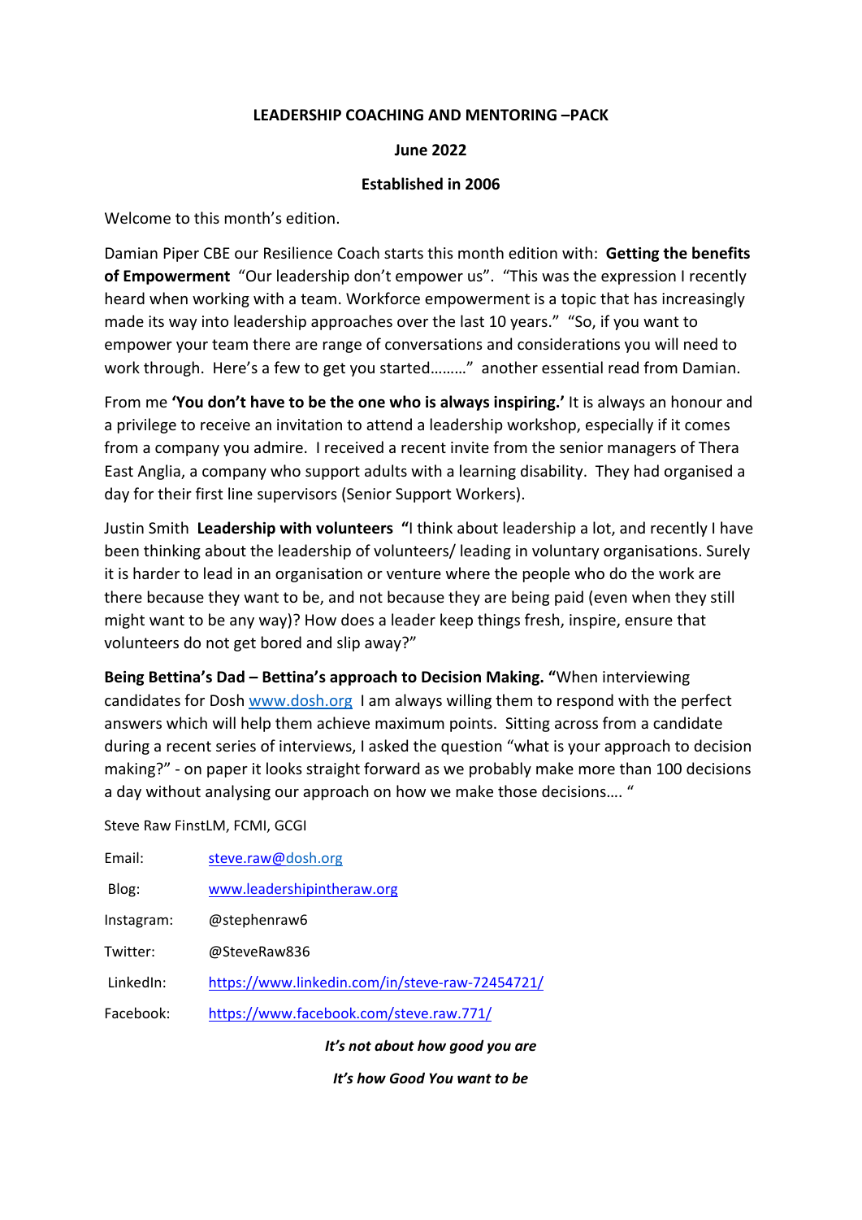**LEADERSHIP COACHING AND MENTORING –PACK**

**June 2022**

**Established in 2006**

Welcome to this month's edition.

Damian Piper CBE our Resilience Coach starts this month edition with: **Getting the benefits of Empowerment** "Our leadership don't empower us". "This was the expression I recently heard when working with a team. Workforce empowerment is a topic that has increasingly made its way into leadership approaches over the last 10 years." "So, if you want to empower your team there are range of conversations and considerations you will need to work through. Here's a few to get you started………" another essential read from Damian.

From me **'You don't have to be the one who is always inspiring.'** It is always an honour and a privilege to receive an invitation to attend a leadership workshop, especially if it comes from a company you admire. I received a recent invite from the senior managers of Thera East Anglia, a company who support adults with a learning disability. They had organised a day for their first line supervisors (Senior Support Workers).

Justin Smith **Leadership with volunteers "**I think about leadership a lot, and recently I have been thinking about the leadership of volunteers/ leading in voluntary organisations. Surely it is harder to lead in an organisation or venture where the people who do the work are there because they want to be, and not because they are being paid (even when they still might want to be any way)? How does a leader keep things fresh, inspire, ensure that volunteers do not get bored and slip away?"

**Being Bettina's Dad – Bettina's approach to Decision Making. "**When interviewing candidates for Dosh www.dosh.org I am always willing them to respond with the perfect answers which will help them achieve maximum points. Sitting across from a candidate during a recent series of interviews, I asked the question "what is your approach to decision making?" - on paper it looks straight forward as we probably make more than 100 decisions a day without analysing our approach on how we make those decisions…. "

Steve Raw FinstLM, FCMI, GCGI

| | |
|---|---|
| Email: | steve.raw@dosh.org |
| Blog: | www.leadershipintheraw.org |
| Instagram: | @stephenraw6 |
| Twitter: | @SteveRaw836 |
| LinkedIn: | https://www.linkedin.com/in/steve-raw-72454721/ |
| Facebook: | https://www.facebook.com/steve.raw.771/ |

***It's not about how good you are***

***It's how Good You want to be***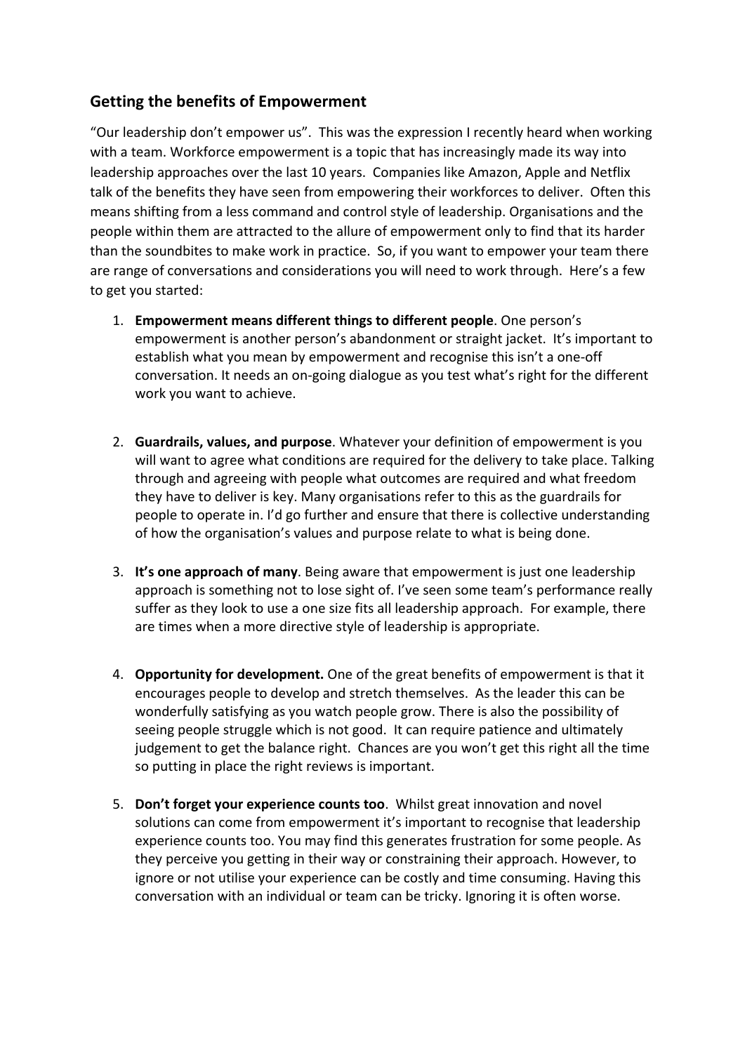## Getting the benefits of Empowerment

"Our leadership don't empower us". This was the expression I recently heard when working with a team. Workforce empowerment is a topic that has increasingly made its way into leadership approaches over the last 10 years. Companies like Amazon, Apple and Netflix talk of the benefits they have seen from empowering their workforces to deliver. Often this means shifting from a less command and control style of leadership. Organisations and the people within them are attracted to the allure of empowerment only to find that its harder than the soundbites to make work in practice. So, if you want to empower your team there are range of conversations and considerations you will need to work through. Here's a few to get you started:

1. **Empowerment means different things to different people**. One person's empowerment is another person's abandonment or straight jacket. It's important to establish what you mean by empowerment and recognise this isn't a one-off conversation. It needs an on-going dialogue as you test what's right for the different work you want to achieve.

2. **Guardrails, values, and purpose**. Whatever your definition of empowerment is you will want to agree what conditions are required for the delivery to take place. Talking through and agreeing with people what outcomes are required and what freedom they have to deliver is key. Many organisations refer to this as the guardrails for people to operate in. I'd go further and ensure that there is collective understanding of how the organisation's values and purpose relate to what is being done.

3. **It's one approach of many**. Being aware that empowerment is just one leadership approach is something not to lose sight of. I've seen some team's performance really suffer as they look to use a one size fits all leadership approach. For example, there are times when a more directive style of leadership is appropriate.

4. **Opportunity for development.** One of the great benefits of empowerment is that it encourages people to develop and stretch themselves. As the leader this can be wonderfully satisfying as you watch people grow. There is also the possibility of seeing people struggle which is not good. It can require patience and ultimately judgement to get the balance right. Chances are you won't get this right all the time so putting in place the right reviews is important.

5. **Don't forget your experience counts too**. Whilst great innovation and novel solutions can come from empowerment it's important to recognise that leadership experience counts too. You may find this generates frustration for some people. As they perceive you getting in their way or constraining their approach. However, to ignore or not utilise your experience can be costly and time consuming. Having this conversation with an individual or team can be tricky. Ignoring it is often worse.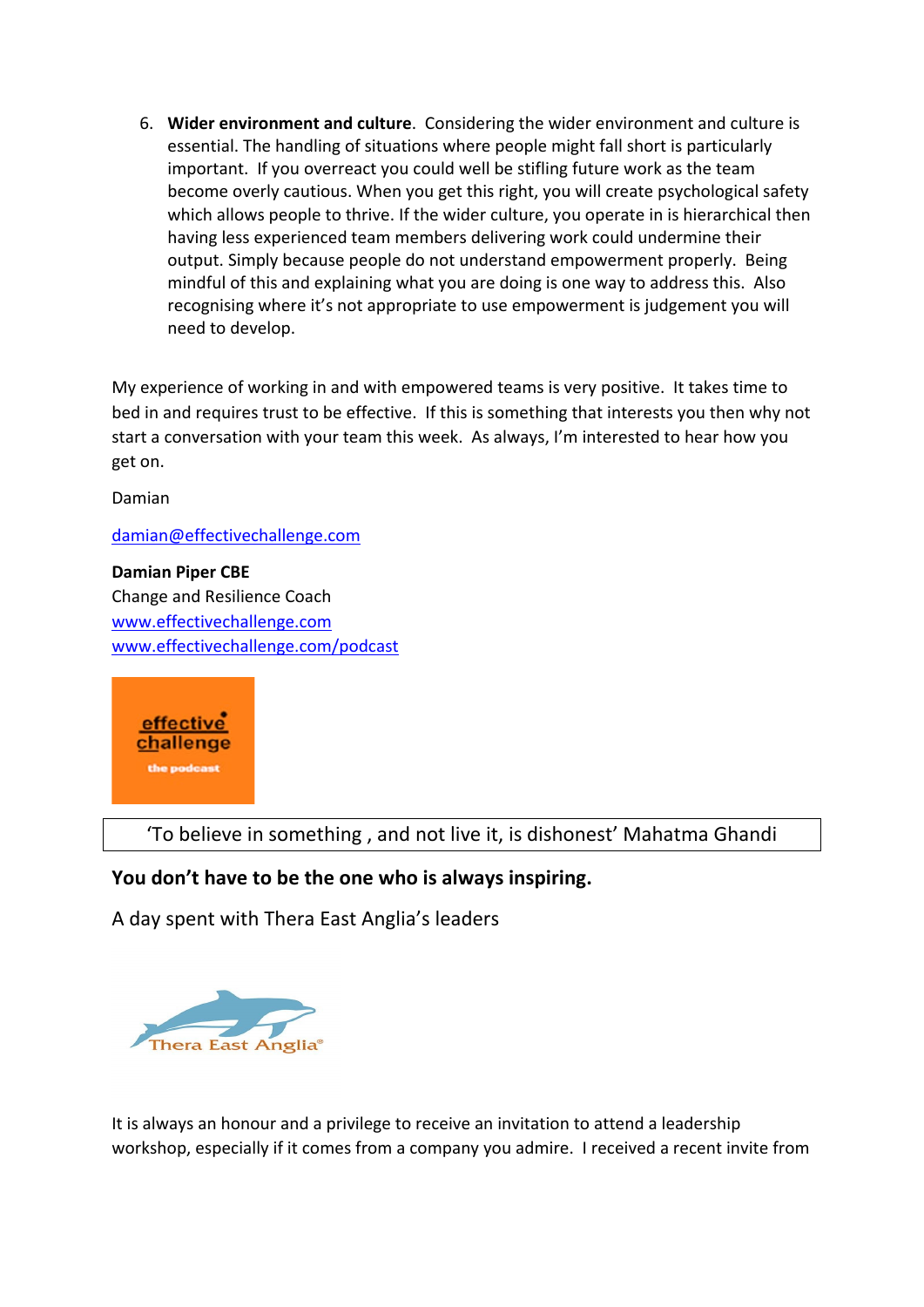6. **Wider environment and culture**. Considering the wider environment and culture is essential. The handling of situations where people might fall short is particularly important. If you overreact you could well be stifling future work as the team become overly cautious. When you get this right, you will create psychological safety which allows people to thrive. If the wider culture, you operate in is hierarchical then having less experienced team members delivering work could undermine their output. Simply because people do not understand empowerment properly. Being mindful of this and explaining what you are doing is one way to address this. Also recognising where it's not appropriate to use empowerment is judgement you will need to develop.

My experience of working in and with empowered teams is very positive. It takes time to bed in and requires trust to be effective. If this is something that interests you then why not start a conversation with your team this week. As always, I'm interested to hear how you get on.

Damian

damian@effectivechallenge.com

**Damian Piper CBE**
Change and Resilience Coach
www.effectivechallenge.com
www.effectivechallenge.com/podcast

| 'To believe in something , and not live it, is dishonest' Mahatma Ghandi |
| --- |

**You don't have to be the one who is always inspiring.**

A day spent with Thera East Anglia's leaders

It is always an honour and a privilege to receive an invitation to attend a leadership workshop, especially if it comes from a company you admire. I received a recent invite from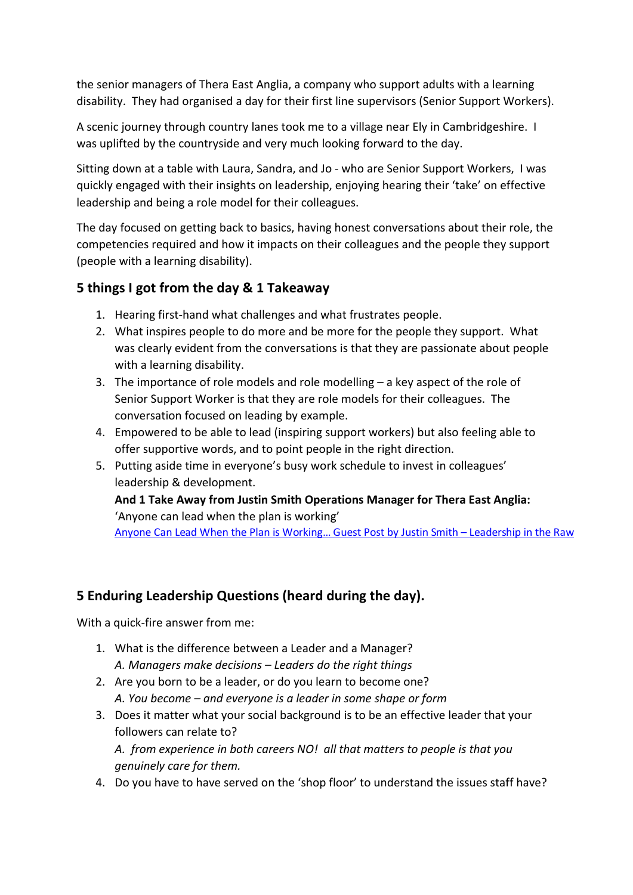the senior managers of Thera East Anglia, a company who support adults with a learning disability. They had organised a day for their first line supervisors (Senior Support Workers).

A scenic journey through country lanes took me to a village near Ely in Cambridgeshire. I was uplifted by the countryside and very much looking forward to the day.

Sitting down at a table with Laura, Sandra, and Jo - who are Senior Support Workers, I was quickly engaged with their insights on leadership, enjoying hearing their 'take' on effective leadership and being a role model for their colleagues.

The day focused on getting back to basics, having honest conversations about their role, the competencies required and how it impacts on their colleagues and the people they support (people with a learning disability).

## 5 things I got from the day & 1 Takeaway

1. Hearing first-hand what challenges and what frustrates people.
2. What inspires people to do more and be more for the people they support. What was clearly evident from the conversations is that they are passionate about people with a learning disability.
3. The importance of role models and role modelling – a key aspect of the role of Senior Support Worker is that they are role models for their colleagues. The conversation focused on leading by example.
4. Empowered to be able to lead (inspiring support workers) but also feeling able to offer supportive words, and to point people in the right direction.
5. Putting aside time in everyone's busy work schedule to invest in colleagues' leadership & development.

   **And 1 Take Away from Justin Smith Operations Manager for Thera East Anglia:**
   'Anyone can lead when the plan is working'
   Anyone Can Lead When the Plan is Working… Guest Post by Justin Smith – Leadership in the Raw

## 5 Enduring Leadership Questions (heard during the day).

With a quick-fire answer from me:

1. What is the difference between a Leader and a Manager?
   *A. Managers make decisions – Leaders do the right things*
2. Are you born to be a leader, or do you learn to become one?
   *A. You become – and everyone is a leader in some shape or form*
3. Does it matter what your social background is to be an effective leader that your followers can relate to?
   *A. from experience in both careers NO! all that matters to people is that you genuinely care for them.*
4. Do you have to have served on the 'shop floor' to understand the issues staff have?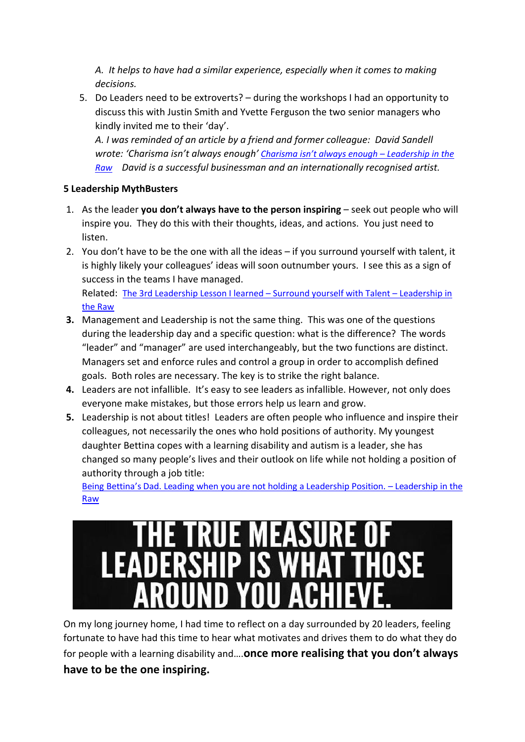*A. It helps to have had a similar experience, especially when it comes to making decisions.*

5. Do Leaders need to be extroverts? – during the workshops I had an opportunity to discuss this with Justin Smith and Yvette Ferguson the two senior managers who kindly invited me to their 'day'.
   *A. I was reminded of an article by a friend and former colleague: David Sandell wrote: 'Charisma isn't always enough' [Charisma isn't always enough – Leadership in the Raw] David is a successful businessman and an internationally recognised artist.*

**5 Leadership MythBusters**

1. As the leader **you don't always have to the person inspiring** – seek out people who will inspire you. They do this with their thoughts, ideas, and actions. You just need to listen.
2. You don't have to be the one with all the ideas – if you surround yourself with talent, it is highly likely your colleagues' ideas will soon outnumber yours. I see this as a sign of success in the teams I have managed.
   Related: The 3rd Leadership Lesson I learned – Surround yourself with Talent – Leadership in the Raw
3. Management and Leadership is not the same thing. This was one of the questions during the leadership day and a specific question: what is the difference? The words "leader" and "manager" are used interchangeably, but the two functions are distinct. Managers set and enforce rules and control a group in order to accomplish defined goals. Both roles are necessary. The key is to strike the right balance.
4. Leaders are not infallible. It's easy to see leaders as infallible. However, not only does everyone make mistakes, but those errors help us learn and grow.
5. Leadership is not about titles! Leaders are often people who influence and inspire their colleagues, not necessarily the ones who hold positions of authority. My youngest daughter Bettina copes with a learning disability and autism is a leader, she has changed so many people's lives and their outlook on life while not holding a position of authority through a job title:
   Being Bettina's Dad. Leading when you are not holding a Leadership Position. – Leadership in the Raw

**THE TRUE MEASURE OF LEADERSHIP IS WHAT THOSE AROUND YOU ACHIEVE.**

On my long journey home, I had time to reflect on a day surrounded by 20 leaders, feeling fortunate to have had this time to hear what motivates and drives them to do what they do for people with a learning disability and….**once more realising that you don't always have to be the one inspiring.**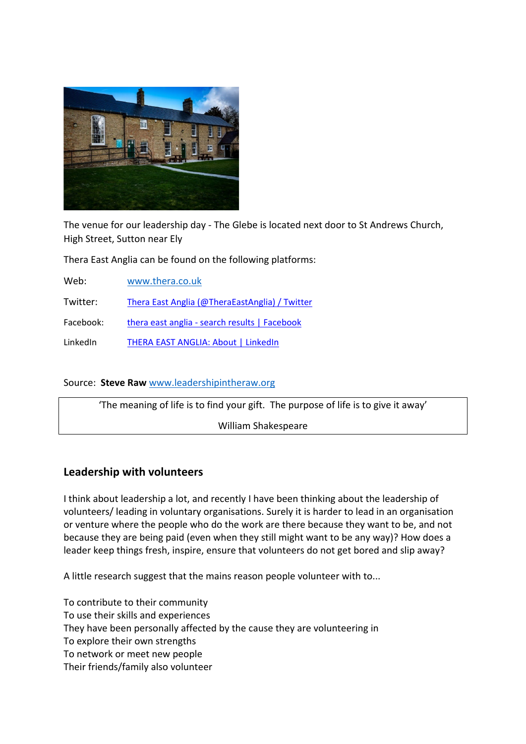The venue for our leadership day - The Glebe is located next door to St Andrews Church, High Street, Sutton near Ely

Thera East Anglia can be found on the following platforms:

| | |
|---|---|
| Web: | www.thera.co.uk |
| Twitter: | Thera East Anglia (@TheraEastAnglia) / Twitter |
| Facebook: | thera east anglia - search results \| Facebook |
| LinkedIn | THERA EAST ANGLIA: About \| LinkedIn |

Source: **Steve Raw** www.leadershipintheraw.org

> 'The meaning of life is to find your gift. The purpose of life is to give it away'
>
> William Shakespeare

## Leadership with volunteers

I think about leadership a lot, and recently I have been thinking about the leadership of volunteers/ leading in voluntary organisations. Surely it is harder to lead in an organisation or venture where the people who do the work are there because they want to be, and not because they are being paid (even when they still might want to be any way)? How does a leader keep things fresh, inspire, ensure that volunteers do not get bored and slip away?

A little research suggest that the mains reason people volunteer with to...

To contribute to their community
To use their skills and experiences
They have been personally affected by the cause they are volunteering in
To explore their own strengths
To network or meet new people
Their friends/family also volunteer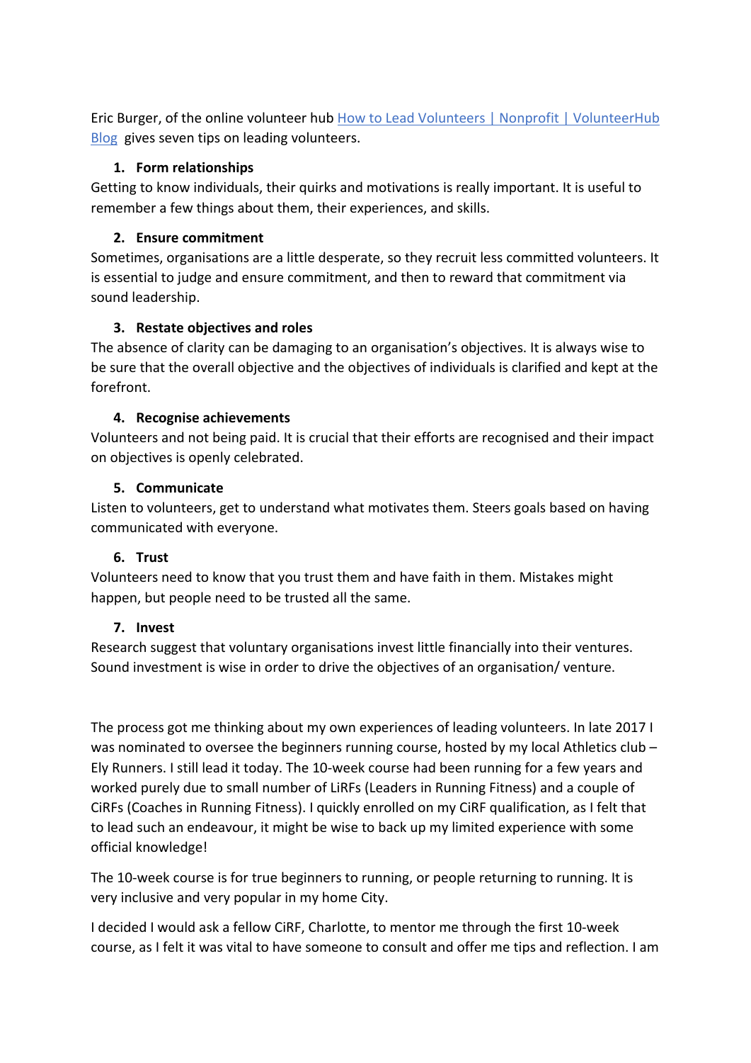Eric Burger, of the online volunteer hub [How to Lead Volunteers | Nonprofit | VolunteerHub Blog](#) gives seven tips on leading volunteers.

1. **Form relationships**

Getting to know individuals, their quirks and motivations is really important. It is useful to remember a few things about them, their experiences, and skills.

2. **Ensure commitment**

Sometimes, organisations are a little desperate, so they recruit less committed volunteers. It is essential to judge and ensure commitment, and then to reward that commitment via sound leadership.

3. **Restate objectives and roles**

The absence of clarity can be damaging to an organisation's objectives. It is always wise to be sure that the overall objective and the objectives of individuals is clarified and kept at the forefront.

4. **Recognise achievements**

Volunteers and not being paid. It is crucial that their efforts are recognised and their impact on objectives is openly celebrated.

5. **Communicate**

Listen to volunteers, get to understand what motivates them. Steers goals based on having communicated with everyone.

6. **Trust**

Volunteers need to know that you trust them and have faith in them. Mistakes might happen, but people need to be trusted all the same.

7. **Invest**

Research suggest that voluntary organisations invest little financially into their ventures. Sound investment is wise in order to drive the objectives of an organisation/ venture.

The process got me thinking about my own experiences of leading volunteers. In late 2017 I was nominated to oversee the beginners running course, hosted by my local Athletics club – Ely Runners. I still lead it today. The 10-week course had been running for a few years and worked purely due to small number of LiRFs (Leaders in Running Fitness) and a couple of CiRFs (Coaches in Running Fitness). I quickly enrolled on my CiRF qualification, as I felt that to lead such an endeavour, it might be wise to back up my limited experience with some official knowledge!

The 10-week course is for true beginners to running, or people returning to running. It is very inclusive and very popular in my home City.

I decided I would ask a fellow CiRF, Charlotte, to mentor me through the first 10-week course, as I felt it was vital to have someone to consult and offer me tips and reflection. I am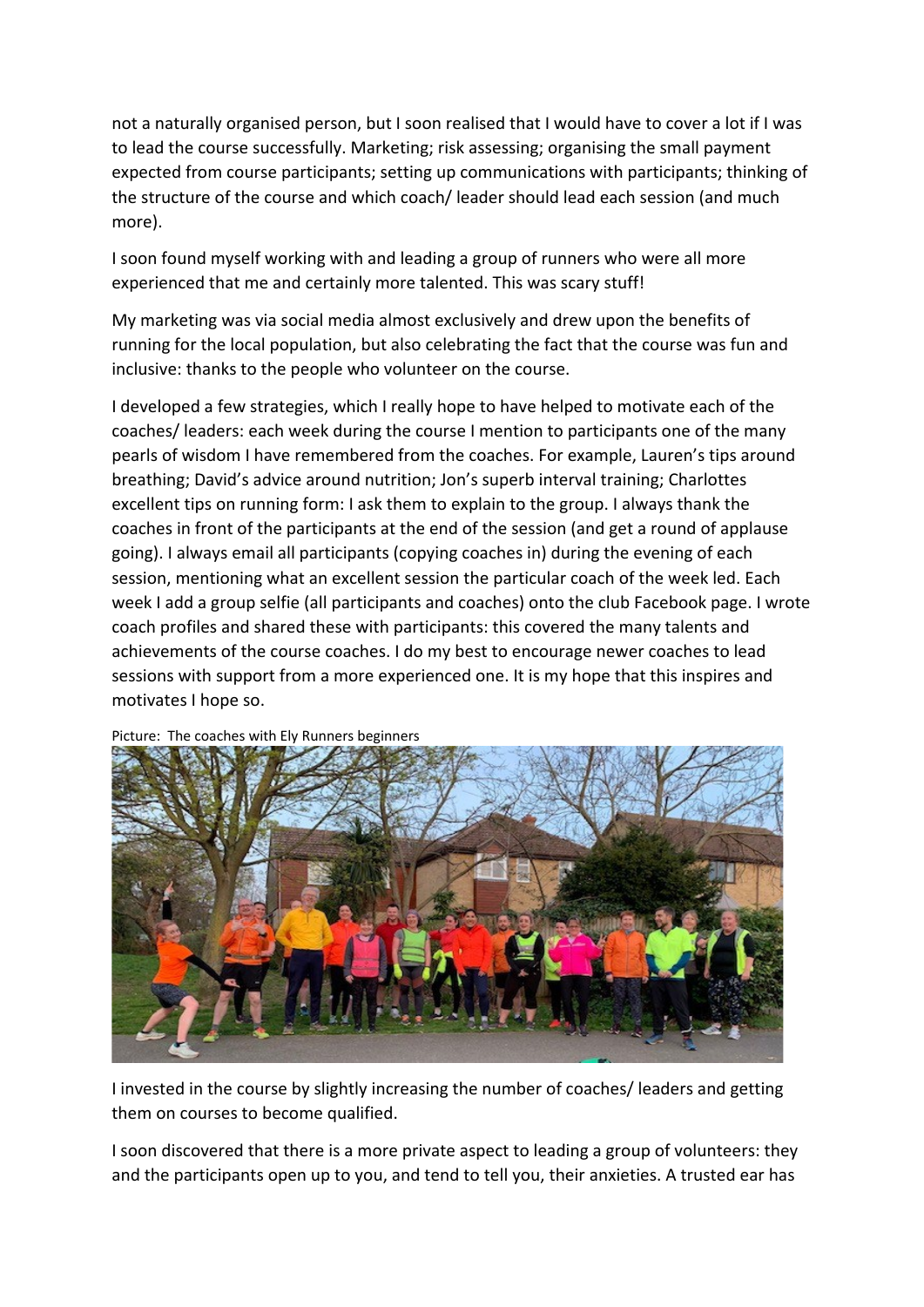not a naturally organised person, but I soon realised that I would have to cover a lot if I was to lead the course successfully. Marketing; risk assessing; organising the small payment expected from course participants; setting up communications with participants; thinking of the structure of the course and which coach/ leader should lead each session (and much more).

I soon found myself working with and leading a group of runners who were all more experienced that me and certainly more talented. This was scary stuff!

My marketing was via social media almost exclusively and drew upon the benefits of running for the local population, but also celebrating the fact that the course was fun and inclusive: thanks to the people who volunteer on the course.

I developed a few strategies, which I really hope to have helped to motivate each of the coaches/ leaders: each week during the course I mention to participants one of the many pearls of wisdom I have remembered from the coaches. For example, Lauren's tips around breathing; David's advice around nutrition; Jon's superb interval training; Charlottes excellent tips on running form: I ask them to explain to the group. I always thank the coaches in front of the participants at the end of the session (and get a round of applause going). I always email all participants (copying coaches in) during the evening of each session, mentioning what an excellent session the particular coach of the week led. Each week I add a group selfie (all participants and coaches) onto the club Facebook page. I wrote coach profiles and shared these with participants: this covered the many talents and achievements of the course coaches. I do my best to encourage newer coaches to lead sessions with support from a more experienced one. It is my hope that this inspires and motivates I hope so.

Picture: The coaches with Ely Runners beginners

I invested in the course by slightly increasing the number of coaches/ leaders and getting them on courses to become qualified.

I soon discovered that there is a more private aspect to leading a group of volunteers: they and the participants open up to you, and tend to tell you, their anxieties. A trusted ear has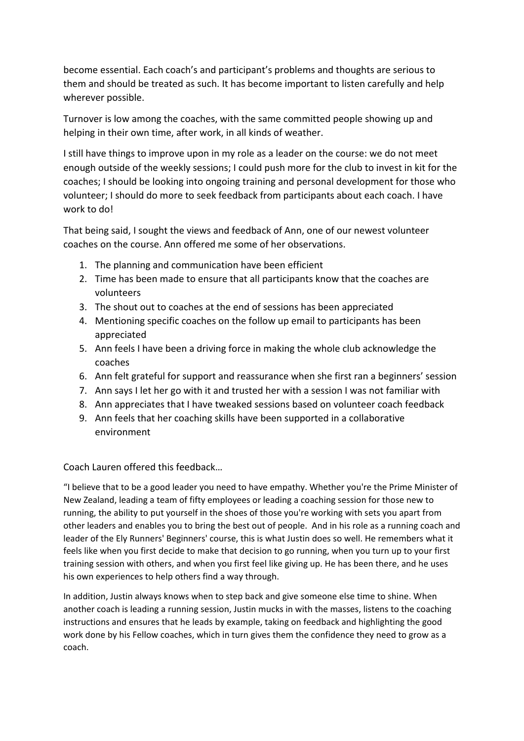become essential. Each coach's and participant's problems and thoughts are serious to them and should be treated as such. It has become important to listen carefully and help wherever possible.

Turnover is low among the coaches, with the same committed people showing up and helping in their own time, after work, in all kinds of weather.

I still have things to improve upon in my role as a leader on the course: we do not meet enough outside of the weekly sessions; I could push more for the club to invest in kit for the coaches; I should be looking into ongoing training and personal development for those who volunteer; I should do more to seek feedback from participants about each coach. I have work to do!

That being said, I sought the views and feedback of Ann, one of our newest volunteer coaches on the course. Ann offered me some of her observations.

1. The planning and communication have been efficient
2. Time has been made to ensure that all participants know that the coaches are volunteers
3. The shout out to coaches at the end of sessions has been appreciated
4. Mentioning specific coaches on the follow up email to participants has been appreciated
5. Ann feels I have been a driving force in making the whole club acknowledge the coaches
6. Ann felt grateful for support and reassurance when she first ran a beginners' session
7. Ann says I let her go with it and trusted her with a session I was not familiar with
8. Ann appreciates that I have tweaked sessions based on volunteer coach feedback
9. Ann feels that her coaching skills have been supported in a collaborative environment

Coach Lauren offered this feedback…

"I believe that to be a good leader you need to have empathy. Whether you're the Prime Minister of New Zealand, leading a team of fifty employees or leading a coaching session for those new to running, the ability to put yourself in the shoes of those you're working with sets you apart from other leaders and enables you to bring the best out of people. And in his role as a running coach and leader of the Ely Runners' Beginners' course, this is what Justin does so well. He remembers what it feels like when you first decide to make that decision to go running, when you turn up to your first training session with others, and when you first feel like giving up. He has been there, and he uses his own experiences to help others find a way through.

In addition, Justin always knows when to step back and give someone else time to shine. When another coach is leading a running session, Justin mucks in with the masses, listens to the coaching instructions and ensures that he leads by example, taking on feedback and highlighting the good work done by his Fellow coaches, which in turn gives them the confidence they need to grow as a coach.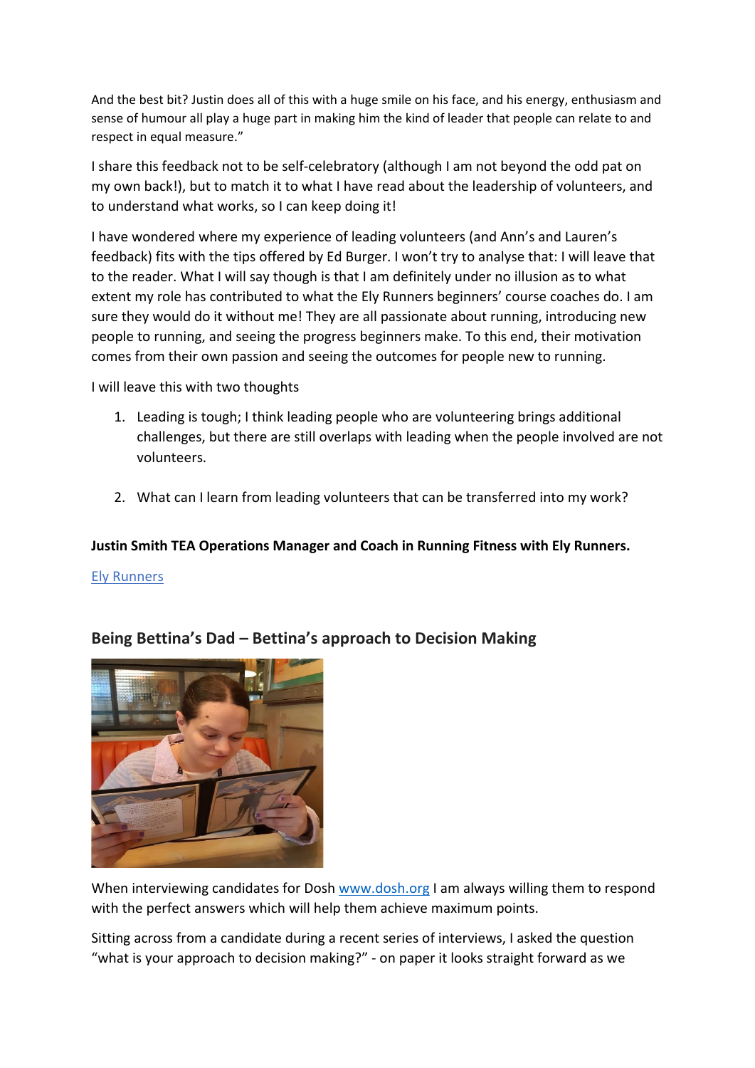And the best bit? Justin does all of this with a huge smile on his face, and his energy, enthusiasm and sense of humour all play a huge part in making him the kind of leader that people can relate to and respect in equal measure."

I share this feedback not to be self-celebratory (although I am not beyond the odd pat on my own back!), but to match it to what I have read about the leadership of volunteers, and to understand what works, so I can keep doing it!

I have wondered where my experience of leading volunteers (and Ann's and Lauren's feedback) fits with the tips offered by Ed Burger. I won't try to analyse that: I will leave that to the reader. What I will say though is that I am definitely under no illusion as to what extent my role has contributed to what the Ely Runners beginners' course coaches do. I am sure they would do it without me! They are all passionate about running, introducing new people to running, and seeing the progress beginners make. To this end, their motivation comes from their own passion and seeing the outcomes for people new to running.

I will leave this with two thoughts

1. Leading is tough; I think leading people who are volunteering brings additional challenges, but there are still overlaps with leading when the people involved are not volunteers.

2. What can I learn from leading volunteers that can be transferred into my work?

**Justin Smith TEA Operations Manager and Coach in Running Fitness with Ely Runners.**

[Ely Runners](Ely Runners)

## Being Bettina's Dad – Bettina's approach to Decision Making

When interviewing candidates for Dosh [www.dosh.org](www.dosh.org) I am always willing them to respond with the perfect answers which will help them achieve maximum points.

Sitting across from a candidate during a recent series of interviews, I asked the question "what is your approach to decision making?" - on paper it looks straight forward as we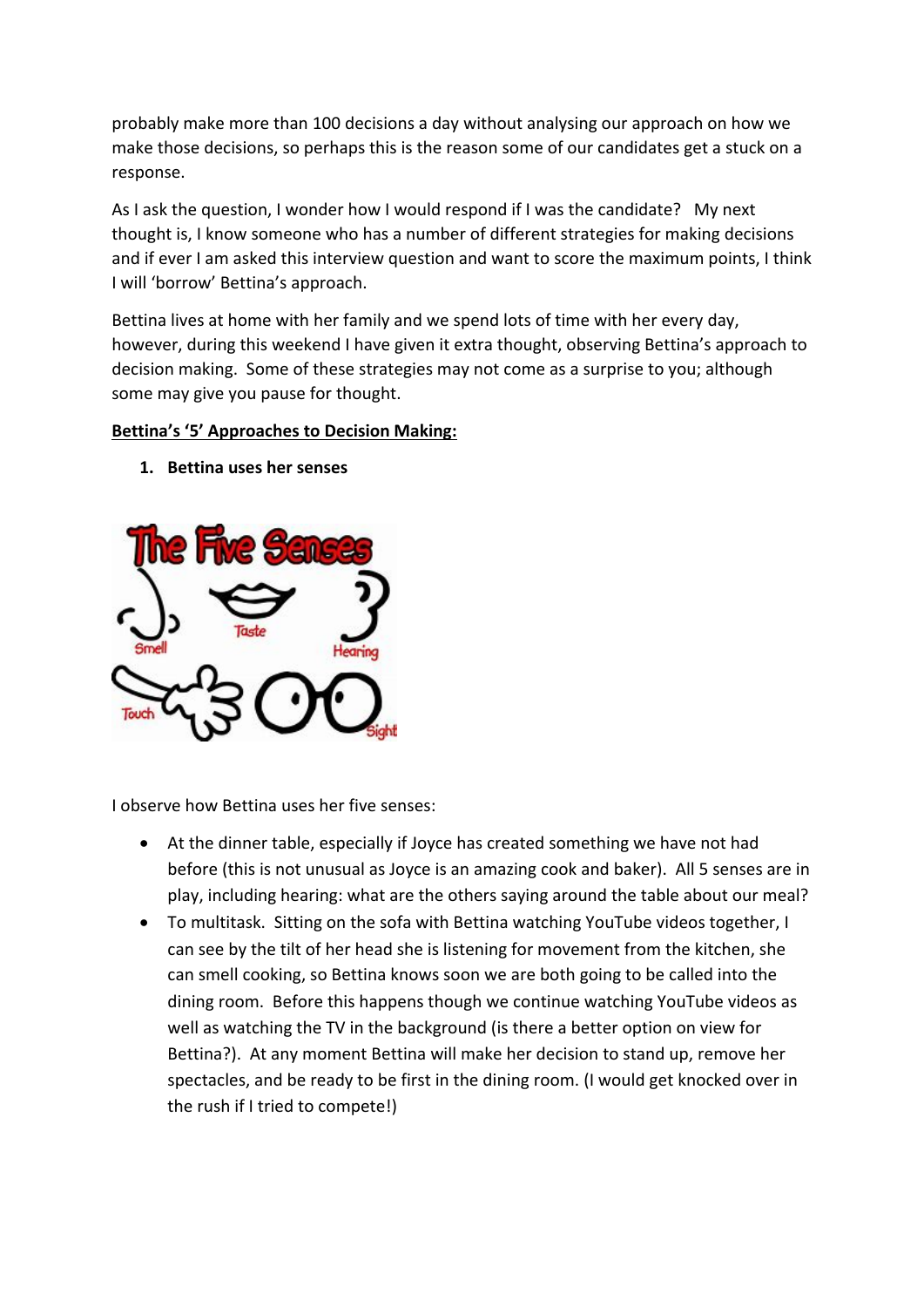probably make more than 100 decisions a day without analysing our approach on how we make those decisions, so perhaps this is the reason some of our candidates get a stuck on a response.

As I ask the question, I wonder how I would respond if I was the candidate? My next thought is, I know someone who has a number of different strategies for making decisions and if ever I am asked this interview question and want to score the maximum points, I think I will 'borrow' Bettina's approach.

Bettina lives at home with her family and we spend lots of time with her every day, however, during this weekend I have given it extra thought, observing Bettina's approach to decision making. Some of these strategies may not come as a surprise to you; although some may give you pause for thought.

**Bettina's '5' Approaches to Decision Making:**

1. **Bettina uses her senses**

I observe how Bettina uses her five senses:

- At the dinner table, especially if Joyce has created something we have not had before (this is not unusual as Joyce is an amazing cook and baker). All 5 senses are in play, including hearing: what are the others saying around the table about our meal?
- To multitask. Sitting on the sofa with Bettina watching YouTube videos together, I can see by the tilt of her head she is listening for movement from the kitchen, she can smell cooking, so Bettina knows soon we are both going to be called into the dining room. Before this happens though we continue watching YouTube videos as well as watching the TV in the background (is there a better option on view for Bettina?). At any moment Bettina will make her decision to stand up, remove her spectacles, and be ready to be first in the dining room. (I would get knocked over in the rush if I tried to compete!)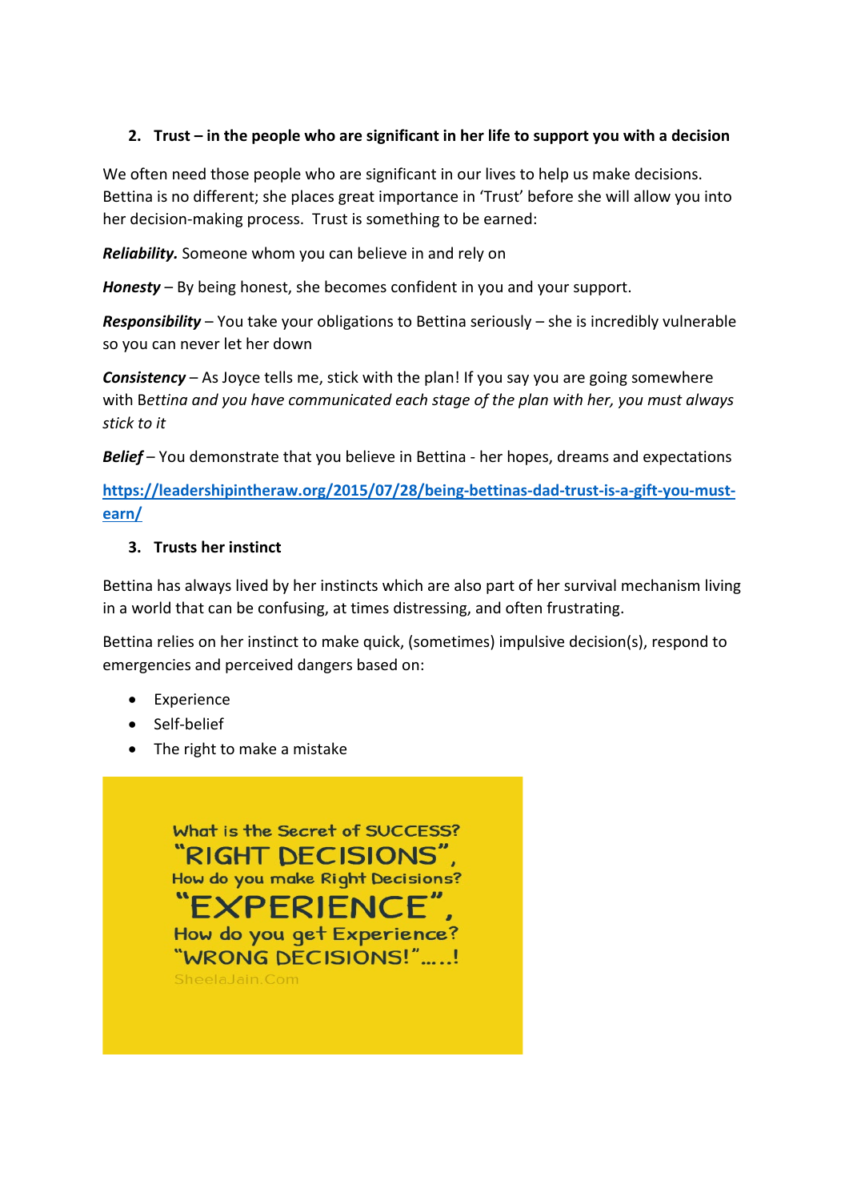2. **Trust – in the people who are significant in her life to support you with a decision**

We often need those people who are significant in our lives to help us make decisions. Bettina is no different; she places great importance in 'Trust' before she will allow you into her decision-making process. Trust is something to be earned:

***Reliability.*** Someone whom you can believe in and rely on

***Honesty*** – By being honest, she becomes confident in you and your support.

***Responsibility*** – You take your obligations to Bettina seriously – she is incredibly vulnerable so you can never let her down

***Consistency*** – As Joyce tells me, stick with the plan! If you say you are going somewhere with B*ettina and you have communicated each stage of the plan with her, you must always stick to it*

***Belief*** – You demonstrate that you believe in Bettina - her hopes, dreams and expectations

[https://leadershipintheraw.org/2015/07/28/being-bettinas-dad-trust-is-a-gift-you-must-earn/](https://leadershipintheraw.org/2015/07/28/being-bettinas-dad-trust-is-a-gift-you-must-earn/)

3. **Trusts her instinct**

Bettina has always lived by her instincts which are also part of her survival mechanism living in a world that can be confusing, at times distressing, and often frustrating.

Bettina relies on her instinct to make quick, (sometimes) impulsive decision(s), respond to emergencies and perceived dangers based on:

- Experience
- Self-belief
- The right to make a mistake

What is the Secret of SUCCESS?
"RIGHT DECISIONS",
How do you make Right Decisions?
"EXPERIENCE",
How do you get Experience?
"WRONG DECISIONS!"......!
SheelaJain.Com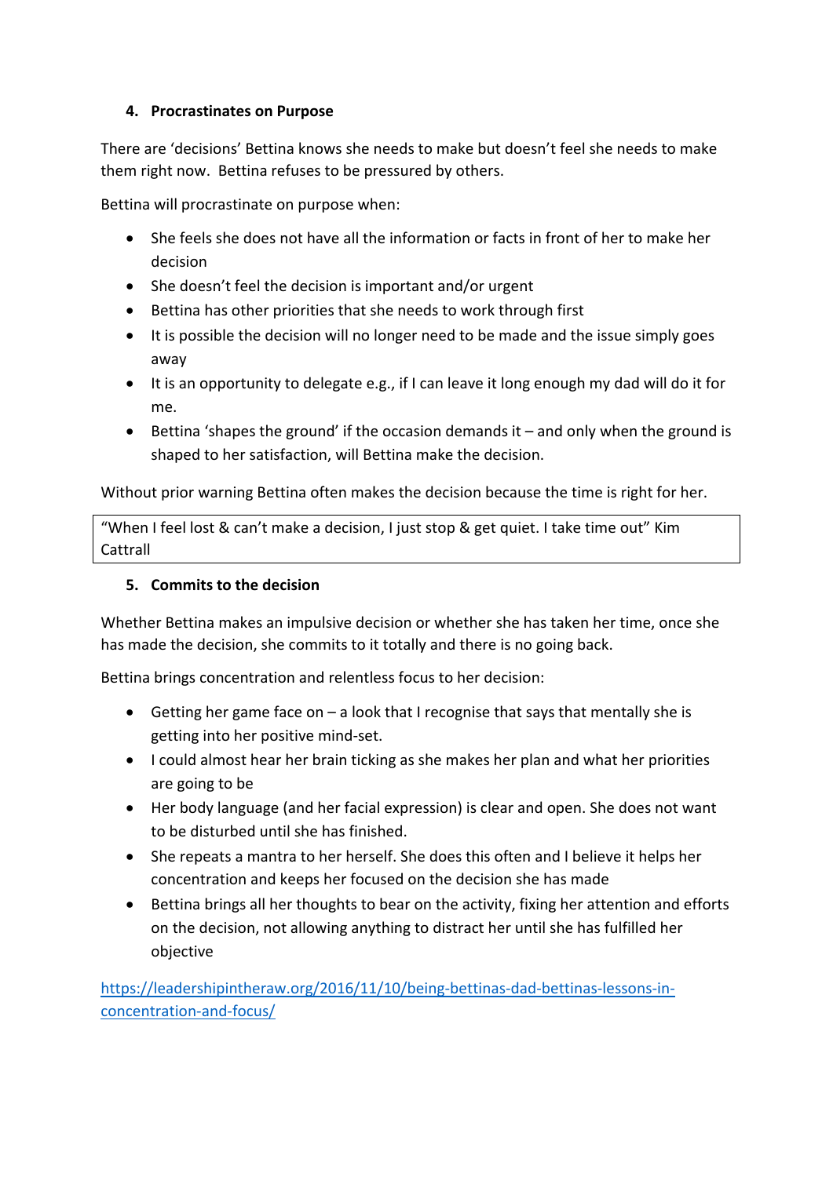## 4. Procrastinates on Purpose

There are 'decisions' Bettina knows she needs to make but doesn't feel she needs to make them right now. Bettina refuses to be pressured by others.

Bettina will procrastinate on purpose when:

- She feels she does not have all the information or facts in front of her to make her decision
- She doesn't feel the decision is important and/or urgent
- Bettina has other priorities that she needs to work through first
- It is possible the decision will no longer need to be made and the issue simply goes away
- It is an opportunity to delegate e.g., if I can leave it long enough my dad will do it for me.
- Bettina 'shapes the ground' if the occasion demands it – and only when the ground is shaped to her satisfaction, will Bettina make the decision.

Without prior warning Bettina often makes the decision because the time is right for her.

> "When I feel lost & can't make a decision, I just stop & get quiet. I take time out" Kim Cattrall

## 5. Commits to the decision

Whether Bettina makes an impulsive decision or whether she has taken her time, once she has made the decision, she commits to it totally and there is no going back.

Bettina brings concentration and relentless focus to her decision:

- Getting her game face on – a look that I recognise that says that mentally she is getting into her positive mind-set.
- I could almost hear her brain ticking as she makes her plan and what her priorities are going to be
- Her body language (and her facial expression) is clear and open. She does not want to be disturbed until she has finished.
- She repeats a mantra to her herself. She does this often and I believe it helps her concentration and keeps her focused on the decision she has made
- Bettina brings all her thoughts to bear on the activity, fixing her attention and efforts on the decision, not allowing anything to distract her until she has fulfilled her objective

https://leadershipintheraw.org/2016/11/10/being-bettinas-dad-bettinas-lessons-in-concentration-and-focus/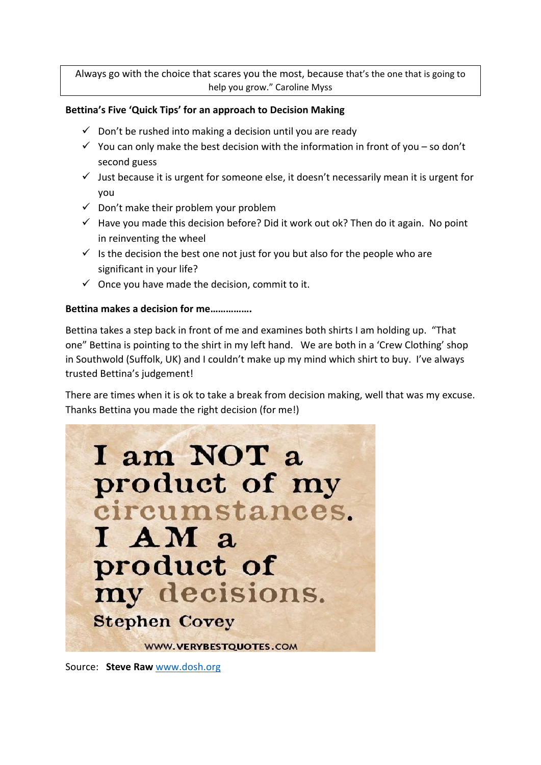Always go with the choice that scares you the most, because that's the one that is going to help you grow." Caroline Myss

**Bettina's Five 'Quick Tips' for an approach to Decision Making**

- ✓ Don't be rushed into making a decision until you are ready
- ✓ You can only make the best decision with the information in front of you – so don't second guess
- ✓ Just because it is urgent for someone else, it doesn't necessarily mean it is urgent for you
- ✓ Don't make their problem your problem
- ✓ Have you made this decision before? Did it work out ok? Then do it again. No point in reinventing the wheel
- ✓ Is the decision the best one not just for you but also for the people who are significant in your life?
- ✓ Once you have made the decision, commit to it.

**Bettina makes a decision for me…………….**

Bettina takes a step back in front of me and examines both shirts I am holding up. "That one" Bettina is pointing to the shirt in my left hand. We are both in a 'Crew Clothing' shop in Southwold (Suffolk, UK) and I couldn't make up my mind which shirt to buy. I've always trusted Bettina's judgement!

There are times when it is ok to take a break from decision making, well that was my excuse. Thanks Bettina you made the right decision (for me!)

I am NOT a product of my circumstances. I AM a product of my decisions.

Stephen Covey

WWW.VERYBESTQUOTES.COM

Source: **Steve Raw** www.dosh.org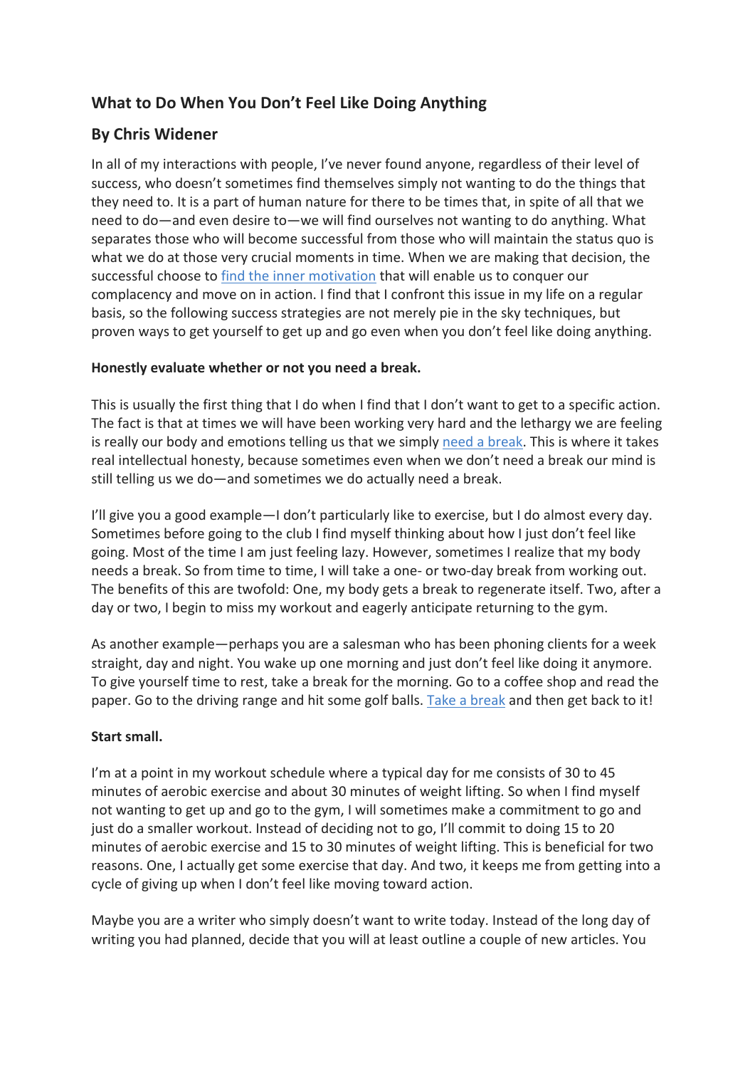## What to Do When You Don't Feel Like Doing Anything

### By Chris Widener

In all of my interactions with people, I've never found anyone, regardless of their level of success, who doesn't sometimes find themselves simply not wanting to do the things that they need to. It is a part of human nature for there to be times that, in spite of all that we need to do—and even desire to—we will find ourselves not wanting to do anything. What separates those who will become successful from those who will maintain the status quo is what we do at those very crucial moments in time. When we are making that decision, the successful choose to find the inner motivation that will enable us to conquer our complacency and move on in action. I find that I confront this issue in my life on a regular basis, so the following success strategies are not merely pie in the sky techniques, but proven ways to get yourself to get up and go even when you don't feel like doing anything.

**Honestly evaluate whether or not you need a break.**

This is usually the first thing that I do when I find that I don't want to get to a specific action. The fact is that at times we will have been working very hard and the lethargy we are feeling is really our body and emotions telling us that we simply need a break. This is where it takes real intellectual honesty, because sometimes even when we don't need a break our mind is still telling us we do—and sometimes we do actually need a break.

I'll give you a good example—I don't particularly like to exercise, but I do almost every day. Sometimes before going to the club I find myself thinking about how I just don't feel like going. Most of the time I am just feeling lazy. However, sometimes I realize that my body needs a break. So from time to time, I will take a one- or two-day break from working out. The benefits of this are twofold: One, my body gets a break to regenerate itself. Two, after a day or two, I begin to miss my workout and eagerly anticipate returning to the gym.

As another example—perhaps you are a salesman who has been phoning clients for a week straight, day and night. You wake up one morning and just don't feel like doing it anymore. To give yourself time to rest, take a break for the morning. Go to a coffee shop and read the paper. Go to the driving range and hit some golf balls. Take a break and then get back to it!

**Start small.**

I'm at a point in my workout schedule where a typical day for me consists of 30 to 45 minutes of aerobic exercise and about 30 minutes of weight lifting. So when I find myself not wanting to get up and go to the gym, I will sometimes make a commitment to go and just do a smaller workout. Instead of deciding not to go, I'll commit to doing 15 to 20 minutes of aerobic exercise and 15 to 30 minutes of weight lifting. This is beneficial for two reasons. One, I actually get some exercise that day. And two, it keeps me from getting into a cycle of giving up when I don't feel like moving toward action.

Maybe you are a writer who simply doesn't want to write today. Instead of the long day of writing you had planned, decide that you will at least outline a couple of new articles. You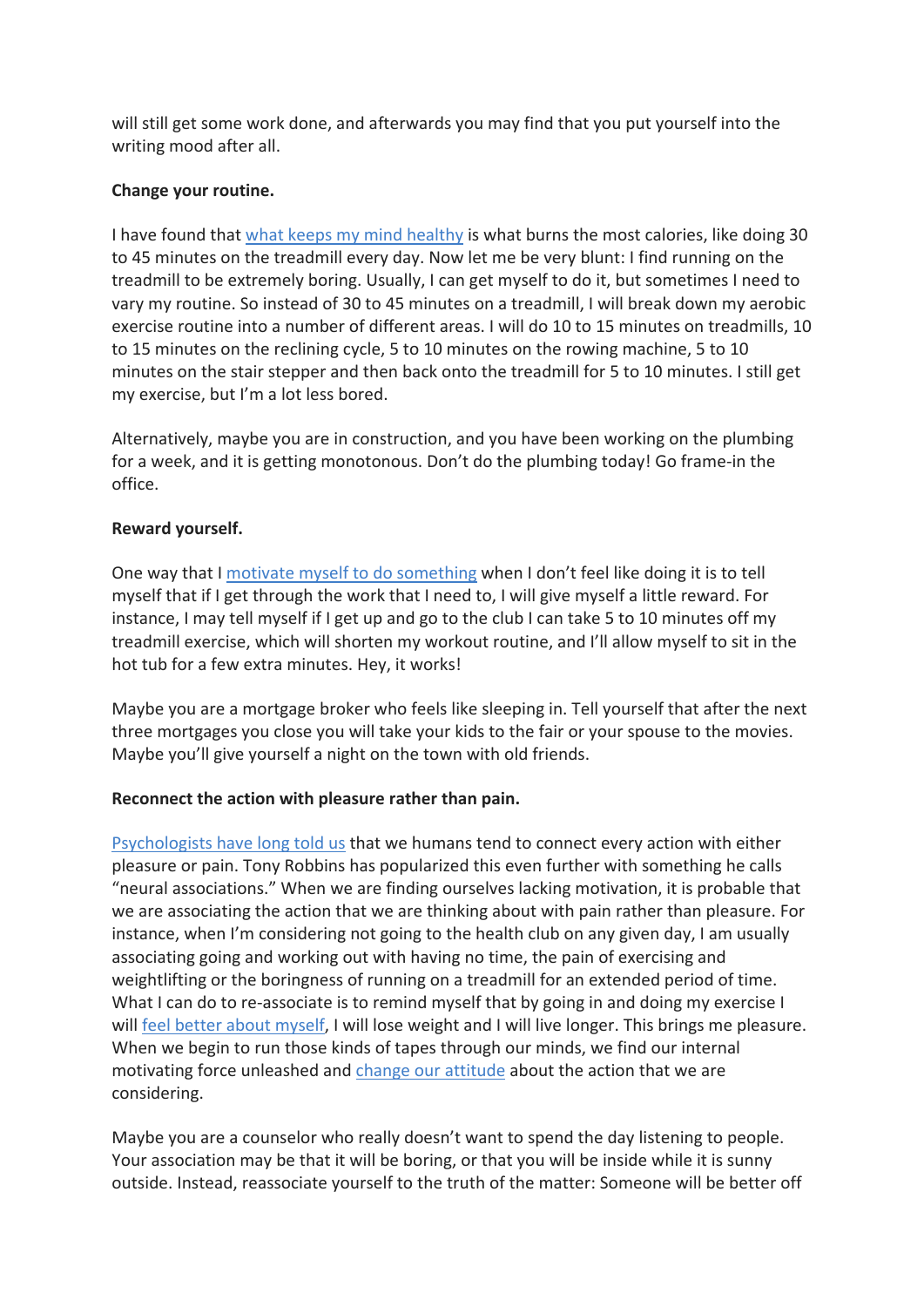will still get some work done, and afterwards you may find that you put yourself into the writing mood after all.

**Change your routine.**

I have found that what keeps my mind healthy is what burns the most calories, like doing 30 to 45 minutes on the treadmill every day. Now let me be very blunt: I find running on the treadmill to be extremely boring. Usually, I can get myself to do it, but sometimes I need to vary my routine. So instead of 30 to 45 minutes on a treadmill, I will break down my aerobic exercise routine into a number of different areas. I will do 10 to 15 minutes on treadmills, 10 to 15 minutes on the reclining cycle, 5 to 10 minutes on the rowing machine, 5 to 10 minutes on the stair stepper and then back onto the treadmill for 5 to 10 minutes. I still get my exercise, but I'm a lot less bored.

Alternatively, maybe you are in construction, and you have been working on the plumbing for a week, and it is getting monotonous. Don't do the plumbing today! Go frame-in the office.

**Reward yourself.**

One way that I motivate myself to do something when I don't feel like doing it is to tell myself that if I get through the work that I need to, I will give myself a little reward. For instance, I may tell myself if I get up and go to the club I can take 5 to 10 minutes off my treadmill exercise, which will shorten my workout routine, and I'll allow myself to sit in the hot tub for a few extra minutes. Hey, it works!

Maybe you are a mortgage broker who feels like sleeping in. Tell yourself that after the next three mortgages you close you will take your kids to the fair or your spouse to the movies. Maybe you'll give yourself a night on the town with old friends.

**Reconnect the action with pleasure rather than pain.**

Psychologists have long told us that we humans tend to connect every action with either pleasure or pain. Tony Robbins has popularized this even further with something he calls "neural associations." When we are finding ourselves lacking motivation, it is probable that we are associating the action that we are thinking about with pain rather than pleasure. For instance, when I'm considering not going to the health club on any given day, I am usually associating going and working out with having no time, the pain of exercising and weightlifting or the boringness of running on a treadmill for an extended period of time. What I can do to re-associate is to remind myself that by going in and doing my exercise I will feel better about myself, I will lose weight and I will live longer. This brings me pleasure. When we begin to run those kinds of tapes through our minds, we find our internal motivating force unleashed and change our attitude about the action that we are considering.

Maybe you are a counselor who really doesn't want to spend the day listening to people. Your association may be that it will be boring, or that you will be inside while it is sunny outside. Instead, reassociate yourself to the truth of the matter: Someone will be better off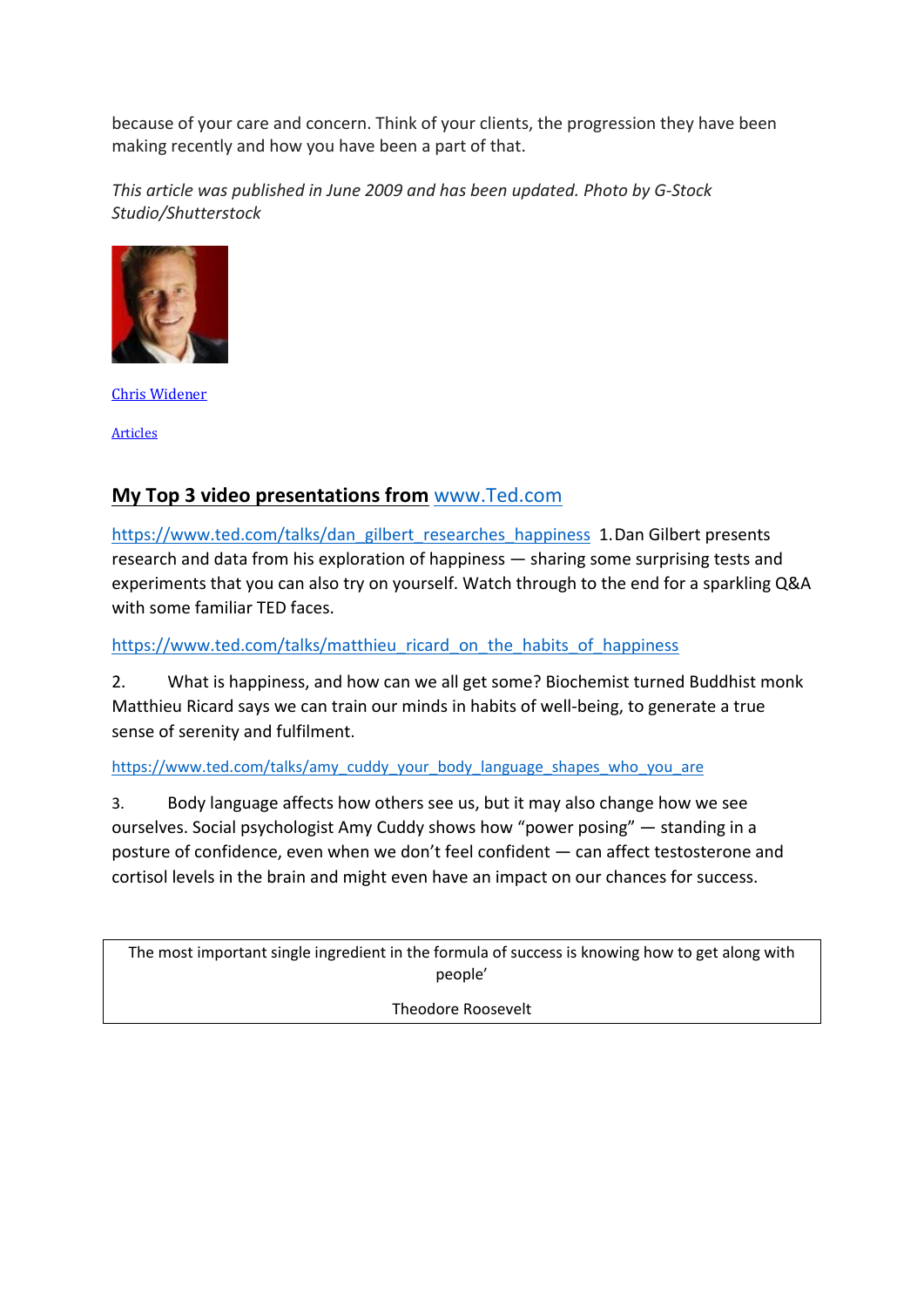because of your care and concern. Think of your clients, the progression they have been making recently and how you have been a part of that.

*This article was published in June 2009 and has been updated. Photo by G-Stock Studio/Shutterstock*

[Chris Widener](#)

[Articles](#)

## **My Top 3 video presentations from** [www.Ted.com](http://www.Ted.com)

[https://www.ted.com/talks/dan_gilbert_researches_happiness](https://www.ted.com/talks/dan_gilbert_researches_happiness) 1. Dan Gilbert presents research and data from his exploration of happiness — sharing some surprising tests and experiments that you can also try on yourself. Watch through to the end for a sparkling Q&A with some familiar TED faces.

[https://www.ted.com/talks/matthieu_ricard_on_the_habits_of_happiness](https://www.ted.com/talks/matthieu_ricard_on_the_habits_of_happiness)

2. What is happiness, and how can we all get some? Biochemist turned Buddhist monk Matthieu Ricard says we can train our minds in habits of well-being, to generate a true sense of serenity and fulfilment.

[https://www.ted.com/talks/amy_cuddy_your_body_language_shapes_who_you_are](https://www.ted.com/talks/amy_cuddy_your_body_language_shapes_who_you_are)

3. Body language affects how others see us, but it may also change how we see ourselves. Social psychologist Amy Cuddy shows how “power posing” — standing in a posture of confidence, even when we don’t feel confident — can affect testosterone and cortisol levels in the brain and might even have an impact on our chances for success.

> The most important single ingredient in the formula of success is knowing how to get along with people’
>
> Theodore Roosevelt